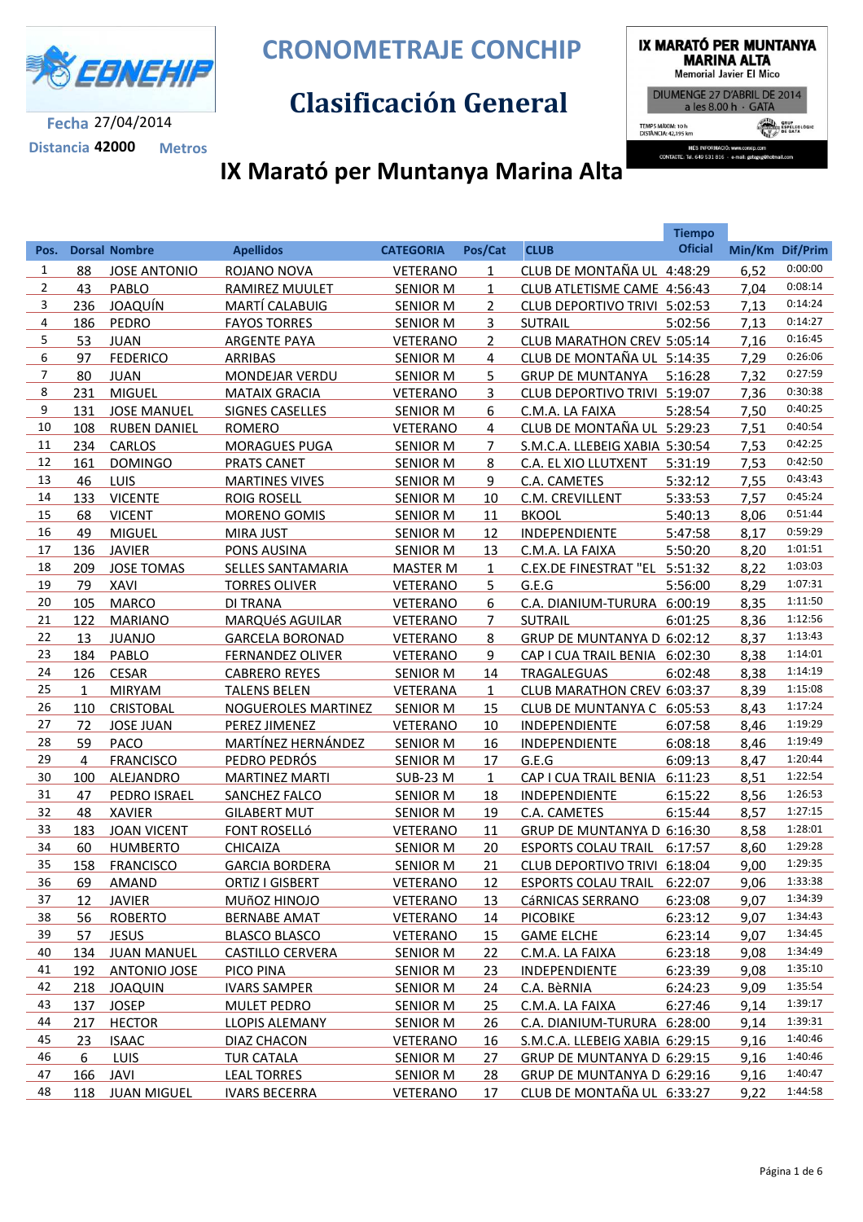# CRONOMETRAJE CONCHIP

## Clasificación General

Fecha 27/04/2014

Distancia **42000** Metros

IX MARATÓ PER MUNTANYA MARINA ALTA
Memorial Javier El Mico
DIUMENGE 27 D'ABRIL DE 2014
a les 8.00 h · GATA

## IX Marató per Muntanya Marina Alta

| Pos. | Dorsal | Nombre | Apellidos | CATEGORIA | Pos/Cat | CLUB | Tiempo Oficial | Min/Km | Dif/Prim |
|---|---|---|---|---|---|---|---|---|---|
| 1 | 88 | JOSE ANTONIO | ROJANO NOVA | VETERANO | 1 | CLUB DE MONTAÑA UL | 4:48:29 | 6,52 | 0:00:00 |
| 2 | 43 | PABLO | RAMIREZ MUULET | SENIOR M | 1 | CLUB ATLETISME CAME | 4:56:43 | 7,04 | 0:08:14 |
| 3 | 236 | JOAQUÍN | MARTÍ CALABUIG | SENIOR M | 2 | CLUB DEPORTIVO TRIVI | 5:02:53 | 7,13 | 0:14:24 |
| 4 | 186 | PEDRO | FAYOS TORRES | SENIOR M | 3 | SUTRAIL | 5:02:56 | 7,13 | 0:14:27 |
| 5 | 53 | JUAN | ARGENTE PAYA | VETERANO | 2 | CLUB MARATHON CREV | 5:05:14 | 7,16 | 0:16:45 |
| 6 | 97 | FEDERICO | ARRIBAS | SENIOR M | 4 | CLUB DE MONTAÑA UL | 5:14:35 | 7,29 | 0:26:06 |
| 7 | 80 | JUAN | MONDEJAR VERDU | SENIOR M | 5 | GRUP DE MUNTANYA | 5:16:28 | 7,32 | 0:27:59 |
| 8 | 231 | MIGUEL | MATAIX GRACIA | VETERANO | 3 | CLUB DEPORTIVO TRIVI | 5:19:07 | 7,36 | 0:30:38 |
| 9 | 131 | JOSE MANUEL | SIGNES CASELLES | SENIOR M | 6 | C.M.A. LA FAIXA | 5:28:54 | 7,50 | 0:40:25 |
| 10 | 108 | RUBEN DANIEL | ROMERO | VETERANO | 4 | CLUB DE MONTAÑA UL | 5:29:23 | 7,51 | 0:40:54 |
| 11 | 234 | CARLOS | MORAGUES PUGA | SENIOR M | 7 | S.M.C.A. LLEBEIG XABIA | 5:30:54 | 7,53 | 0:42:25 |
| 12 | 161 | DOMINGO | PRATS CANET | SENIOR M | 8 | C.A. EL XIO LLUTXENT | 5:31:19 | 7,53 | 0:42:50 |
| 13 | 46 | LUIS | MARTINES VIVES | SENIOR M | 9 | C.A. CAMETES | 5:32:12 | 7,55 | 0:43:43 |
| 14 | 133 | VICENTE | ROIG ROSELL | SENIOR M | 10 | C.M. CREVILLENT | 5:33:53 | 7,57 | 0:45:24 |
| 15 | 68 | VICENT | MORENO GOMIS | SENIOR M | 11 | BKOOL | 5:40:13 | 8,06 | 0:51:44 |
| 16 | 49 | MIGUEL | MIRA JUST | SENIOR M | 12 | INDEPENDIENTE | 5:47:58 | 8,17 | 0:59:29 |
| 17 | 136 | JAVIER | PONS AUSINA | SENIOR M | 13 | C.M.A. LA FAIXA | 5:50:20 | 8,20 | 1:01:51 |
| 18 | 209 | JOSE TOMAS | SELLES SANTAMARIA | MASTER M | 1 | C.EX.DE FINESTRAT "EL | 5:51:32 | 8,22 | 1:03:03 |
| 19 | 79 | XAVI | TORRES OLIVER | VETERANO | 5 | G.E.G | 5:56:00 | 8,29 | 1:07:31 |
| 20 | 105 | MARCO | DI TRANA | VETERANO | 6 | C.A. DIANIUM-TURURA | 6:00:19 | 8,35 | 1:11:50 |
| 21 | 122 | MARIANO | MARQUéS AGUILAR | VETERANO | 7 | SUTRAIL | 6:01:25 | 8,36 | 1:12:56 |
| 22 | 13 | JUANJO | GARCELA BORONAD | VETERANO | 8 | GRUP DE MUNTANYA D | 6:02:12 | 8,37 | 1:13:43 |
| 23 | 184 | PABLO | FERNANDEZ OLIVER | VETERANO | 9 | CAP I CUA TRAIL BENIA | 6:02:30 | 8,38 | 1:14:01 |
| 24 | 126 | CESAR | CABRERO REYES | SENIOR M | 14 | TRAGALEGUAS | 6:02:48 | 8,38 | 1:14:19 |
| 25 | 1 | MIRYAM | TALENS BELEN | VETERANA | 1 | CLUB MARATHON CREV | 6:03:37 | 8,39 | 1:15:08 |
| 26 | 110 | CRISTOBAL | NOGUEROLES MARTINEZ | SENIOR M | 15 | CLUB DE MUNTANYA C | 6:05:53 | 8,43 | 1:17:24 |
| 27 | 72 | JOSE JUAN | PEREZ JIMENEZ | VETERANO | 10 | INDEPENDIENTE | 6:07:58 | 8,46 | 1:19:29 |
| 28 | 59 | PACO | MARTÍNEZ HERNÁNDEZ | SENIOR M | 16 | INDEPENDIENTE | 6:08:18 | 8,46 | 1:19:49 |
| 29 | 4 | FRANCISCO | PEDRO PEDRÓS | SENIOR M | 17 | G.E.G | 6:09:13 | 8,47 | 1:20:44 |
| 30 | 100 | ALEJANDRO | MARTINEZ MARTI | SUB-23 M | 1 | CAP I CUA TRAIL BENIA | 6:11:23 | 8,51 | 1:22:54 |
| 31 | 47 | PEDRO ISRAEL | SANCHEZ FALCO | SENIOR M | 18 | INDEPENDIENTE | 6:15:22 | 8,56 | 1:26:53 |
| 32 | 48 | XAVIER | GILABERT MUT | SENIOR M | 19 | C.A. CAMETES | 6:15:44 | 8,57 | 1:27:15 |
| 33 | 183 | JOAN VICENT | FONT ROSELLó | VETERANO | 11 | GRUP DE MUNTANYA D | 6:16:30 | 8,58 | 1:28:01 |
| 34 | 60 | HUMBERTO | CHICAIZA | SENIOR M | 20 | ESPORTS COLAU TRAIL | 6:17:57 | 8,60 | 1:29:28 |
| 35 | 158 | FRANCISCO | GARCIA BORDERA | SENIOR M | 21 | CLUB DEPORTIVO TRIVI | 6:18:04 | 9,00 | 1:29:35 |
| 36 | 69 | AMAND | ORTIZ I GISBERT | VETERANO | 12 | ESPORTS COLAU TRAIL | 6:22:07 | 9,06 | 1:33:38 |
| 37 | 12 | JAVIER | MUñOZ HINOJO | VETERANO | 13 | CáRNICAS SERRANO | 6:23:08 | 9,07 | 1:34:39 |
| 38 | 56 | ROBERTO | BERNABE AMAT | VETERANO | 14 | PICOBIKE | 6:23:12 | 9,07 | 1:34:43 |
| 39 | 57 | JESUS | BLASCO BLASCO | VETERANO | 15 | GAME ELCHE | 6:23:14 | 9,07 | 1:34:45 |
| 40 | 134 | JUAN MANUEL | CASTILLO CERVERA | SENIOR M | 22 | C.M.A. LA FAIXA | 6:23:18 | 9,08 | 1:34:49 |
| 41 | 192 | ANTONIO JOSE | PICO PINA | SENIOR M | 23 | INDEPENDIENTE | 6:23:39 | 9,08 | 1:35:10 |
| 42 | 218 | JOAQUIN | IVARS SAMPER | SENIOR M | 24 | C.A. BèRNIA | 6:24:23 | 9,09 | 1:35:54 |
| 43 | 137 | JOSEP | MULET PEDRO | SENIOR M | 25 | C.M.A. LA FAIXA | 6:27:46 | 9,14 | 1:39:17 |
| 44 | 217 | HECTOR | LLOPIS ALEMANY | SENIOR M | 26 | C.A. DIANIUM-TURURA | 6:28:00 | 9,14 | 1:39:31 |
| 45 | 23 | ISAAC | DIAZ CHACON | VETERANO | 16 | S.M.C.A. LLEBEIG XABIA | 6:29:15 | 9,16 | 1:40:46 |
| 46 | 6 | LUIS | TUR CATALA | SENIOR M | 27 | GRUP DE MUNTANYA D | 6:29:15 | 9,16 | 1:40:46 |
| 47 | 166 | JAVI | LEAL TORRES | SENIOR M | 28 | GRUP DE MUNTANYA D | 6:29:16 | 9,16 | 1:40:47 |
| 48 | 118 | JUAN MIGUEL | IVARS BECERRA | VETERANO | 17 | CLUB DE MONTAÑA UL | 6:33:27 | 9,22 | 1:44:58 |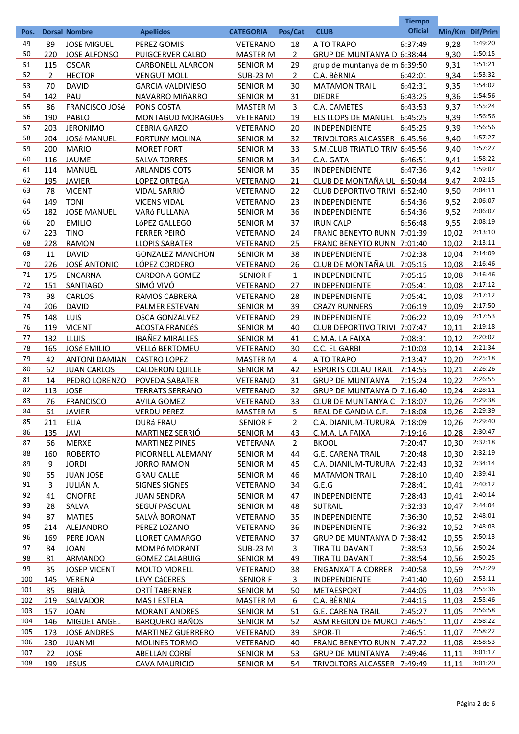| Pos. | Dorsal | Nombre | Apellidos | CATEGORIA | Pos/Cat | CLUB | Tiempo Oficial | Min/Km | Dif/Prim |
|---|---|---|---|---|---|---|---|---|---|
| 49 | 89 | JOSE MIGUEL | PEREZ GOMIS | VETERANO | 18 | A TO TRAPO | 6:37:49 | 9,28 | 1:49:20 |
| 50 | 220 | JOSE ALFONSO | PUIGCERVER CALBO | MASTER M | 2 | GRUP DE MUNTANYA D | 6:38:44 | 9,30 | 1:50:15 |
| 51 | 115 | OSCAR | CARBONELL ALARCON | SENIOR M | 29 | grup de muntanya de m | 6:39:50 | 9,31 | 1:51:21 |
| 52 | 2 | HECTOR | VENGUT MOLL | SUB-23 M | 2 | C.A. BèRNIA | 6:42:01 | 9,34 | 1:53:32 |
| 53 | 70 | DAVID | GARCIA VALDIVIESO | SENIOR M | 30 | MATAMON TRAIL | 6:42:31 | 9,35 | 1:54:02 |
| 54 | 142 | PAU | NAVARRO MIñARRO | SENIOR M | 31 | DIEDRE | 6:43:25 | 9,36 | 1:54:56 |
| 55 | 86 | FRANCISCO JOSé | PONS COSTA | MASTER M | 3 | C.A. CAMETES | 6:43:53 | 9,37 | 1:55:24 |
| 56 | 190 | PABLO | MONTAGUD MORAGUES | VETERANO | 19 | ELS LLOPS DE MANUEL | 6:45:25 | 9,39 | 1:56:56 |
| 57 | 203 | JERONIMO | CEBRIA GARZO | VETERANO | 20 | INDEPENDIENTE | 6:45:25 | 9,39 | 1:56:56 |
| 58 | 204 | JOSé MANUEL | FORTUNY MOLINA | SENIOR M | 32 | TRIVOLTORS ALCASSER | 6:45:56 | 9,40 | 1:57:27 |
| 59 | 200 | MARIO | MORET FORT | SENIOR M | 33 | S.M.CLUB TRIATLO TRIV | 6:45:56 | 9,40 | 1:57:27 |
| 60 | 116 | JAUME | SALVA TORRES | SENIOR M | 34 | C.A. GATA | 6:46:51 | 9,41 | 1:58:22 |
| 61 | 114 | MANUEL | ARLANDIS COTS | SENIOR M | 35 | INDEPENDIENTE | 6:47:36 | 9,42 | 1:59:07 |
| 62 | 195 | JAVIER | LOPEZ ORTEGA | VETERANO | 21 | CLUB DE MONTAÑA UL | 6:50:44 | 9,47 | 2:02:15 |
| 63 | 78 | VICENT | VIDAL SARRIÓ | VETERANO | 22 | CLUB DEPORTIVO TRIVI | 6:52:40 | 9,50 | 2:04:11 |
| 64 | 149 | TONI | VICENS VIDAL | VETERANO | 23 | INDEPENDIENTE | 6:54:36 | 9,52 | 2:06:07 |
| 65 | 182 | JOSE MANUEL | VARó FULLANA | SENIOR M | 36 | INDEPENDIENTE | 6:54:36 | 9,52 | 2:06:07 |
| 66 | 20 | EMILIO | LóPEZ GALLEGO | SENIOR M | 37 | IRUN CALP | 6:56:48 | 9,55 | 2:08:19 |
| 67 | 223 | TINO | FERRER PEIRÓ | VETERANO | 24 | FRANC BENEYTO RUNN | 7:01:39 | 10,02 | 2:13:10 |
| 68 | 228 | RAMON | LLOPIS SABATER | VETERANO | 25 | FRANC BENEYTO RUNN | 7:01:40 | 10,02 | 2:13:11 |
| 69 | 11 | DAVID | GONZALEZ MANCHON | SENIOR M | 38 | INDEPENDIENTE | 7:02:38 | 10,04 | 2:14:09 |
| 70 | 226 | JOSÉ ANTONIO | LÓPEZ CORDERO | VETERANO | 26 | CLUB DE MONTAÑA UL | 7:05:15 | 10,08 | 2:16:46 |
| 71 | 175 | ENCARNA | CARDONA GOMEZ | SENIOR F | 1 | INDEPENDIENTE | 7:05:15 | 10,08 | 2:16:46 |
| 72 | 151 | SANTIAGO | SIMÓ VIVÓ | VETERANO | 27 | INDEPENDIENTE | 7:05:41 | 10,08 | 2:17:12 |
| 73 | 98 | CARLOS | RAMOS CABRERA | VETERANO | 28 | INDEPENDIENTE | 7:05:41 | 10,08 | 2:17:12 |
| 74 | 206 | DAVID | PALMER ESTEVAN | SENIOR M | 39 | CRAZY RUNNERS | 7:06:19 | 10,09 | 2:17:50 |
| 75 | 148 | LUIS | OSCA GONZALVEZ | VETERANO | 29 | INDEPENDIENTE | 7:06:22 | 10,09 | 2:17:53 |
| 76 | 119 | VICENT | ACOSTA FRANCéS | SENIOR M | 40 | CLUB DEPORTIVO TRIVI | 7:07:47 | 10,11 | 2:19:18 |
| 77 | 132 | LLUIS | IBAÑEZ MIRALLES | SENIOR M | 41 | C.M.A. LA FAIXA | 7:08:31 | 10,12 | 2:20:02 |
| 78 | 165 | JOSé EMILIO | VELLó BERTOMEU | VETERANO | 30 | C.C. EL GARBI | 7:10:03 | 10,14 | 2:21:34 |
| 79 | 42 | ANTONI DAMIAN | CASTRO LOPEZ | MASTER M | 4 | A TO TRAPO | 7:13:47 | 10,20 | 2:25:18 |
| 80 | 62 | JUAN CARLOS | CALDERON QUILLE | SENIOR M | 42 | ESPORTS COLAU TRAIL | 7:14:55 | 10,21 | 2:26:26 |
| 81 | 14 | PEDRO LORENZO | POVEDA SABATER | VETERANO | 31 | GRUP DE MUNTANYA | 7:15:24 | 10,22 | 2:26:55 |
| 82 | 113 | JOSE | TERRATS SERRANO | VETERANO | 32 | GRUP DE MUNTANYA D | 7:16:40 | 10,24 | 2:28:11 |
| 83 | 76 | FRANCISCO | AVILA GOMEZ | VETERANO | 33 | CLUB DE MUNTANYA C | 7:18:07 | 10,26 | 2:29:38 |
| 84 | 61 | JAVIER | VERDU PEREZ | MASTER M | 5 | REAL DE GANDIA C.F. | 7:18:08 | 10,26 | 2:29:39 |
| 85 | 211 | ELIA | DURá FRAU | SENIOR F | 2 | C.A. DIANIUM-TURURA | 7:18:09 | 10,26 | 2:29:40 |
| 86 | 135 | JAVI | MARTINEZ SERRIÓ | SENIOR M | 43 | C.M.A. LA FAIXA | 7:19:16 | 10,28 | 2:30:47 |
| 87 | 66 | MERXE | MARTINEZ PINES | VETERANA | 2 | BKOOL | 7:20:47 | 10,30 | 2:32:18 |
| 88 | 160 | ROBERTO | PICORNELL ALEMANY | SENIOR M | 44 | G.E. CARENA TRAIL | 7:20:48 | 10,30 | 2:32:19 |
| 89 | 9 | JORDI | JORRO RAMON | SENIOR M | 45 | C.A. DIANIUM-TURURA | 7:22:43 | 10,32 | 2:34:14 |
| 90 | 65 | JUAN JOSE | GRAU CALLE | SENIOR M | 46 | MATAMON TRAIL | 7:28:10 | 10,40 | 2:39:41 |
| 91 | 3 | JULIÁN A. | SIGNES SIGNES | VETERANO | 34 | G.E.G | 7:28:41 | 10,41 | 2:40:12 |
| 92 | 41 | ONOFRE | JUAN SENDRA | SENIOR M | 47 | INDEPENDIENTE | 7:28:43 | 10,41 | 2:40:14 |
| 93 | 28 | SALVA | SEGUí PASCUAL | SENIOR M | 48 | SUTRAIL | 7:32:33 | 10,47 | 2:44:04 |
| 94 | 87 | MATIES | SALVÀ BORONAT | VETERANO | 35 | INDEPENDIENTE | 7:36:30 | 10,52 | 2:48:01 |
| 95 | 214 | ALEJANDRO | PEREZ LOZANO | VETERANO | 36 | INDEPENDIENTE | 7:36:32 | 10,52 | 2:48:03 |
| 96 | 169 | PERE JOAN | LLORET CAMARGO | VETERANO | 37 | GRUP DE MUNTANYA D | 7:38:42 | 10,55 | 2:50:13 |
| 97 | 84 | JOAN | MOMPó MORANT | SUB-23 M | 3 | TIRA TU DAVANT | 7:38:53 | 10,56 | 2:50:24 |
| 98 | 81 | ARMANDO | GOMEZ CALABUIG | SENIOR M | 49 | TIRA TU DAVANT | 7:38:54 | 10,56 | 2:50:25 |
| 99 | 35 | JOSEP VICENT | MOLTO MORELL | VETERANO | 38 | ENGANXA'T A CORRER | 7:40:58 | 10,59 | 2:52:29 |
| 100 | 145 | VERENA | LEVY CáCERES | SENIOR F | 3 | INDEPENDIENTE | 7:41:40 | 10,60 | 2:53:11 |
| 101 | 85 | BIBIÀ | ORTÍ TABERNER | SENIOR M | 50 | METAESPORT | 7:44:05 | 11,03 | 2:55:36 |
| 102 | 219 | SALVADOR | MAS I ESTELA | MASTER M | 6 | C.A. BÈRNIA | 7:44:15 | 11,03 | 2:55:46 |
| 103 | 157 | JOAN | MORANT ANDRES | SENIOR M | 51 | G.E. CARENA TRAIL | 7:45:27 | 11,05 | 2:56:58 |
| 104 | 146 | MIGUEL ANGEL | BARQUERO BAÑOS | SENIOR M | 52 | ASM REGION DE MURCI | 7:46:51 | 11,07 | 2:58:22 |
| 105 | 173 | JOSE ANDRES | MARTINEZ GUERRERO | VETERANO | 39 | SPOR-TI | 7:46:51 | 11,07 | 2:58:22 |
| 106 | 230 | JUANMI | MOLINES TORMO | VETERANO | 40 | FRANC BENEYTO RUNN | 7:47:22 | 11,08 | 2:58:53 |
| 107 | 22 | JOSE | ABELLAN CORBÍ | SENIOR M | 53 | GRUP DE MUNTANYA | 7:49:46 | 11,11 | 3:01:17 |
| 108 | 199 | JESUS | CAVA MAURICIO | SENIOR M | 54 | TRIVOLTORS ALCASSER | 7:49:49 | 11,11 | 3:01:20 |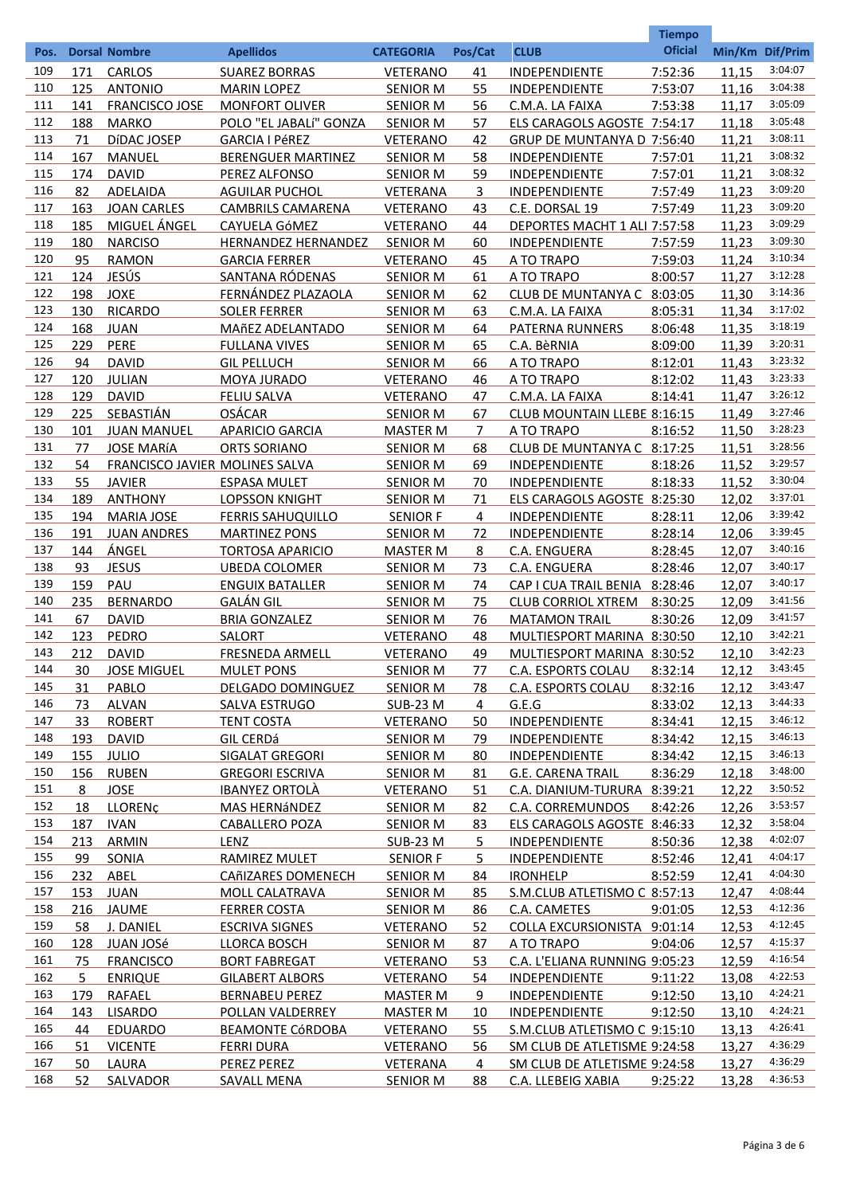| Pos. | Dorsal | Nombre | Apellidos | CATEGORIA | Pos/Cat | CLUB | Tiempo Oficial | Min/Km | Dif/Prim |
|---|---|---|---|---|---|---|---|---|---|
| 109 | 171 | CARLOS | SUAREZ BORRAS | VETERANO | 41 | INDEPENDIENTE | 7:52:36 | 11,15 | 3:04:07 |
| 110 | 125 | ANTONIO | MARIN LOPEZ | SENIOR M | 55 | INDEPENDIENTE | 7:53:07 | 11,16 | 3:04:38 |
| 111 | 141 | FRANCISCO JOSE | MONFORT OLIVER | SENIOR M | 56 | C.M.A. LA FAIXA | 7:53:38 | 11,17 | 3:05:09 |
| 112 | 188 | MARKO | POLO "EL JABALí" GONZA | SENIOR M | 57 | ELS CARAGOLS AGOSTE | 7:54:17 | 11,18 | 3:05:48 |
| 113 | 71 | DíDAC JOSEP | GARCIA I PéREZ | VETERANO | 42 | GRUP DE MUNTANYA D | 7:56:40 | 11,21 | 3:08:11 |
| 114 | 167 | MANUEL | BERENGUER MARTINEZ | SENIOR M | 58 | INDEPENDIENTE | 7:57:01 | 11,21 | 3:08:32 |
| 115 | 174 | DAVID | PEREZ ALFONSO | SENIOR M | 59 | INDEPENDIENTE | 7:57:01 | 11,21 | 3:08:32 |
| 116 | 82 | ADELAIDA | AGUILAR PUCHOL | VETERANA | 3 | INDEPENDIENTE | 7:57:49 | 11,23 | 3:09:20 |
| 117 | 163 | JOAN CARLES | CAMBRILS CAMARENA | VETERANO | 43 | C.E. DORSAL 19 | 7:57:49 | 11,23 | 3:09:20 |
| 118 | 185 | MIGUEL ÁNGEL | CAYUELA GóMEZ | VETERANO | 44 | DEPORTES MACHT 1 ALI | 7:57:58 | 11,23 | 3:09:29 |
| 119 | 180 | NARCISO | HERNANDEZ HERNANDEZ | SENIOR M | 60 | INDEPENDIENTE | 7:57:59 | 11,23 | 3:09:30 |
| 120 | 95 | RAMON | GARCIA FERRER | VETERANO | 45 | A TO TRAPO | 7:59:03 | 11,24 | 3:10:34 |
| 121 | 124 | JESÚS | SANTANA RÓDENAS | SENIOR M | 61 | A TO TRAPO | 8:00:57 | 11,27 | 3:12:28 |
| 122 | 198 | JOXE | FERNÁNDEZ PLAZAOLA | SENIOR M | 62 | CLUB DE MUNTANYA C | 8:03:05 | 11,30 | 3:14:36 |
| 123 | 130 | RICARDO | SOLER FERRER | SENIOR M | 63 | C.M.A. LA FAIXA | 8:05:31 | 11,34 | 3:17:02 |
| 124 | 168 | JUAN | MAñEZ ADELANTADO | SENIOR M | 64 | PATERNA RUNNERS | 8:06:48 | 11,35 | 3:18:19 |
| 125 | 229 | PERE | FULLANA VIVES | SENIOR M | 65 | C.A. BèRNIA | 8:09:00 | 11,39 | 3:20:31 |
| 126 | 94 | DAVID | GIL PELLUCH | SENIOR M | 66 | A TO TRAPO | 8:12:01 | 11,43 | 3:23:32 |
| 127 | 120 | JULIAN | MOYA JURADO | VETERANO | 46 | A TO TRAPO | 8:12:02 | 11,43 | 3:23:33 |
| 128 | 129 | DAVID | FELIU SALVA | VETERANO | 47 | C.M.A. LA FAIXA | 8:14:41 | 11,47 | 3:26:12 |
| 129 | 225 | SEBASTIÁN | OSÁCAR | SENIOR M | 67 | CLUB MOUNTAIN LLEBE | 8:16:15 | 11,49 | 3:27:46 |
| 130 | 101 | JUAN MANUEL | APARICIO GARCIA | MASTER M | 7 | A TO TRAPO | 8:16:52 | 11,50 | 3:28:23 |
| 131 | 77 | JOSE MARíA | ORTS SORIANO | SENIOR M | 68 | CLUB DE MUNTANYA C | 8:17:25 | 11,51 | 3:28:56 |
| 132 | 54 | FRANCISCO JAVIER | MOLINES SALVA | SENIOR M | 69 | INDEPENDIENTE | 8:18:26 | 11,52 | 3:29:57 |
| 133 | 55 | JAVIER | ESPASA MULET | SENIOR M | 70 | INDEPENDIENTE | 8:18:33 | 11,52 | 3:30:04 |
| 134 | 189 | ANTHONY | LOPSSON KNIGHT | SENIOR M | 71 | ELS CARAGOLS AGOSTE | 8:25:30 | 12,02 | 3:37:01 |
| 135 | 194 | MARIA JOSE | FERRIS SAHUQUILLO | SENIOR F | 4 | INDEPENDIENTE | 8:28:11 | 12,06 | 3:39:42 |
| 136 | 191 | JUAN ANDRES | MARTINEZ PONS | SENIOR M | 72 | INDEPENDIENTE | 8:28:14 | 12,06 | 3:39:45 |
| 137 | 144 | ÁNGEL | TORTOSA APARICIO | MASTER M | 8 | C.A. ENGUERA | 8:28:45 | 12,07 | 3:40:16 |
| 138 | 93 | JESUS | UBEDA COLOMER | SENIOR M | 73 | C.A. ENGUERA | 8:28:46 | 12,07 | 3:40:17 |
| 139 | 159 | PAU | ENGUIX BATALLER | SENIOR M | 74 | CAP I CUA TRAIL BENIA | 8:28:46 | 12,07 | 3:40:17 |
| 140 | 235 | BERNARDO | GALÁN GIL | SENIOR M | 75 | CLUB CORRIOL XTREM | 8:30:25 | 12,09 | 3:41:56 |
| 141 | 67 | DAVID | BRIA GONZALEZ | SENIOR M | 76 | MATAMON TRAIL | 8:30:26 | 12,09 | 3:41:57 |
| 142 | 123 | PEDRO | SALORT | VETERANO | 48 | MULTIESPORT MARINA | 8:30:50 | 12,10 | 3:42:21 |
| 143 | 212 | DAVID | FRESNEDA ARMELL | VETERANO | 49 | MULTIESPORT MARINA | 8:30:52 | 12,10 | 3:42:23 |
| 144 | 30 | JOSE MIGUEL | MULET PONS | SENIOR M | 77 | C.A. ESPORTS COLAU | 8:32:14 | 12,12 | 3:43:45 |
| 145 | 31 | PABLO | DELGADO DOMINGUEZ | SENIOR M | 78 | C.A. ESPORTS COLAU | 8:32:16 | 12,12 | 3:43:47 |
| 146 | 73 | ALVAN | SALVA ESTRUGO | SUB-23 M | 4 | G.E.G | 8:33:02 | 12,13 | 3:44:33 |
| 147 | 33 | ROBERT | TENT COSTA | VETERANO | 50 | INDEPENDIENTE | 8:34:41 | 12,15 | 3:46:12 |
| 148 | 193 | DAVID | GIL CERDá | SENIOR M | 79 | INDEPENDIENTE | 8:34:42 | 12,15 | 3:46:13 |
| 149 | 155 | JULIO | SIGALAT GREGORI | SENIOR M | 80 | INDEPENDIENTE | 8:34:42 | 12,15 | 3:46:13 |
| 150 | 156 | RUBEN | GREGORI ESCRIVA | SENIOR M | 81 | G.E. CARENA TRAIL | 8:36:29 | 12,18 | 3:48:00 |
| 151 | 8 | JOSE | IBANYEZ ORTOLÀ | VETERANO | 51 | C.A. DIANIUM-TURURA | 8:39:21 | 12,22 | 3:50:52 |
| 152 | 18 | LLORENç | MAS HERNáNDEZ | SENIOR M | 82 | C.A. CORREMUNDOS | 8:42:26 | 12,26 | 3:53:57 |
| 153 | 187 | IVAN | CABALLERO POZA | SENIOR M | 83 | ELS CARAGOLS AGOSTE | 8:46:33 | 12,32 | 3:58:04 |
| 154 | 213 | ARMIN | LENZ | SUB-23 M | 5 | INDEPENDIENTE | 8:50:36 | 12,38 | 4:02:07 |
| 155 | 99 | SONIA | RAMIREZ MULET | SENIOR F | 5 | INDEPENDIENTE | 8:52:46 | 12,41 | 4:04:17 |
| 156 | 232 | ABEL | CAñIZARES DOMENECH | SENIOR M | 84 | IRONHELP | 8:52:59 | 12,41 | 4:04:30 |
| 157 | 153 | JUAN | MOLL CALATRAVA | SENIOR M | 85 | S.M.CLUB ATLETISMO C | 8:57:13 | 12,47 | 4:08:44 |
| 158 | 216 | JAUME | FERRER COSTA | SENIOR M | 86 | C.A. CAMETES | 9:01:05 | 12,53 | 4:12:36 |
| 159 | 58 | J. DANIEL | ESCRIVA SIGNES | VETERANO | 52 | COLLA EXCURSIONISTA | 9:01:14 | 12,53 | 4:12:45 |
| 160 | 128 | JUAN JOSé | LLORCA BOSCH | SENIOR M | 87 | A TO TRAPO | 9:04:06 | 12,57 | 4:15:37 |
| 161 | 75 | FRANCISCO | BORT FABREGAT | VETERANO | 53 | C.A. L'ELIANA RUNNING | 9:05:23 | 12,59 | 4:16:54 |
| 162 | 5 | ENRIQUE | GILABERT ALBORS | VETERANO | 54 | INDEPENDIENTE | 9:11:22 | 13,08 | 4:22:53 |
| 163 | 179 | RAFAEL | BERNABEU PEREZ | MASTER M | 9 | INDEPENDIENTE | 9:12:50 | 13,10 | 4:24:21 |
| 164 | 143 | LISARDO | POLLAN VALDERREY | MASTER M | 10 | INDEPENDIENTE | 9:12:50 | 13,10 | 4:24:21 |
| 165 | 44 | EDUARDO | BEAMONTE CóRDOBA | VETERANO | 55 | S.M.CLUB ATLETISMO C | 9:15:10 | 13,13 | 4:26:41 |
| 166 | 51 | VICENTE | FERRI DURA | VETERANO | 56 | SM CLUB DE ATLETISME | 9:24:58 | 13,27 | 4:36:29 |
| 167 | 50 | LAURA | PEREZ PEREZ | VETERANA | 4 | SM CLUB DE ATLETISME | 9:24:58 | 13,27 | 4:36:29 |
| 168 | 52 | SALVADOR | SAVALL MENA | SENIOR M | 88 | C.A. LLEBEIG XABIA | 9:25:22 | 13,28 | 4:36:53 |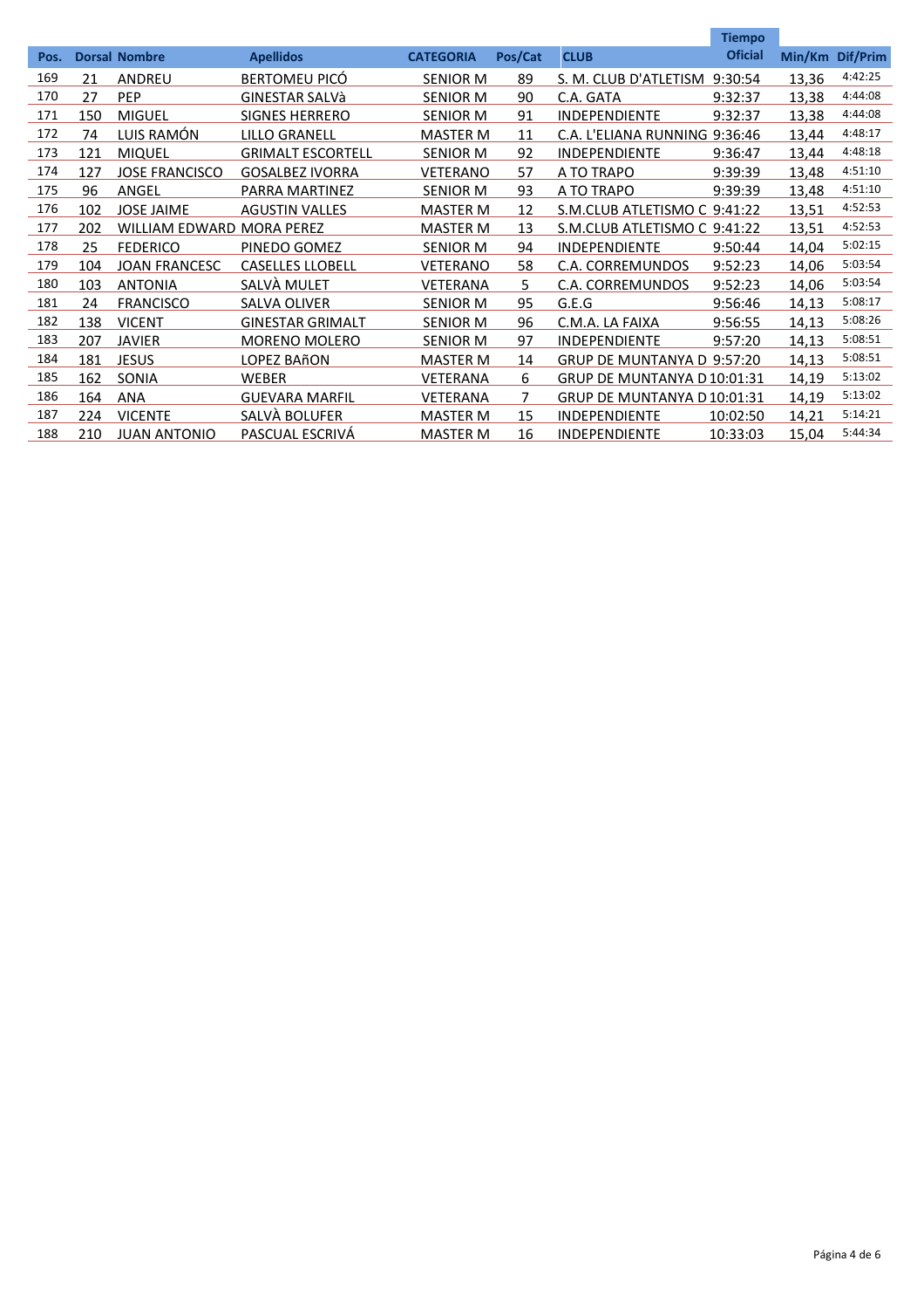| Pos. | Dorsal | Nombre | Apellidos | CATEGORIA | Pos/Cat | CLUB | Tiempo Oficial | Min/Km | Dif/Prim |
|---|---|---|---|---|---|---|---|---|---|
| 169 | 21 | ANDREU | BERTOMEU PICÓ | SENIOR M | 89 | S. M. CLUB D'ATLETISM | 9:30:54 | 13,36 | 4:42:25 |
| 170 | 27 | PEP | GINESTAR SALVà | SENIOR M | 90 | C.A. GATA | 9:32:37 | 13,38 | 4:44:08 |
| 171 | 150 | MIGUEL | SIGNES HERRERO | SENIOR M | 91 | INDEPENDIENTE | 9:32:37 | 13,38 | 4:44:08 |
| 172 | 74 | LUIS RAMÓN | LILLO GRANELL | MASTER M | 11 | C.A. L'ELIANA RUNNING | 9:36:46 | 13,44 | 4:48:17 |
| 173 | 121 | MIQUEL | GRIMALT ESCORTELL | SENIOR M | 92 | INDEPENDIENTE | 9:36:47 | 13,44 | 4:48:18 |
| 174 | 127 | JOSE FRANCISCO | GOSALBEZ IVORRA | VETERANO | 57 | A TO TRAPO | 9:39:39 | 13,48 | 4:51:10 |
| 175 | 96 | ANGEL | PARRA MARTINEZ | SENIOR M | 93 | A TO TRAPO | 9:39:39 | 13,48 | 4:51:10 |
| 176 | 102 | JOSE JAIME | AGUSTIN VALLES | MASTER M | 12 | S.M.CLUB ATLETISMO C | 9:41:22 | 13,51 | 4:52:53 |
| 177 | 202 | WILLIAM EDWARD | MORA PEREZ | MASTER M | 13 | S.M.CLUB ATLETISMO C | 9:41:22 | 13,51 | 4:52:53 |
| 178 | 25 | FEDERICO | PINEDO GOMEZ | SENIOR M | 94 | INDEPENDIENTE | 9:50:44 | 14,04 | 5:02:15 |
| 179 | 104 | JOAN FRANCESC | CASELLES LLOBELL | VETERANO | 58 | C.A. CORREMUNDOS | 9:52:23 | 14,06 | 5:03:54 |
| 180 | 103 | ANTONIA | SALVÀ MULET | VETERANA | 5 | C.A. CORREMUNDOS | 9:52:23 | 14,06 | 5:03:54 |
| 181 | 24 | FRANCISCO | SALVA OLIVER | SENIOR M | 95 | G.E.G | 9:56:46 | 14,13 | 5:08:17 |
| 182 | 138 | VICENT | GINESTAR GRIMALT | SENIOR M | 96 | C.M.A. LA FAIXA | 9:56:55 | 14,13 | 5:08:26 |
| 183 | 207 | JAVIER | MORENO MOLERO | SENIOR M | 97 | INDEPENDIENTE | 9:57:20 | 14,13 | 5:08:51 |
| 184 | 181 | JESUS | LOPEZ BAñON | MASTER M | 14 | GRUP DE MUNTANYA D | 9:57:20 | 14,13 | 5:08:51 |
| 185 | 162 | SONIA | WEBER | VETERANA | 6 | GRUP DE MUNTANYA D | 10:01:31 | 14,19 | 5:13:02 |
| 186 | 164 | ANA | GUEVARA MARFIL | VETERANA | 7 | GRUP DE MUNTANYA D | 10:01:31 | 14,19 | 5:13:02 |
| 187 | 224 | VICENTE | SALVÀ BOLUFER | MASTER M | 15 | INDEPENDIENTE | 10:02:50 | 14,21 | 5:14:21 |
| 188 | 210 | JUAN ANTONIO | PASCUAL ESCRIVÁ | MASTER M | 16 | INDEPENDIENTE | 10:33:03 | 15,04 | 5:44:34 |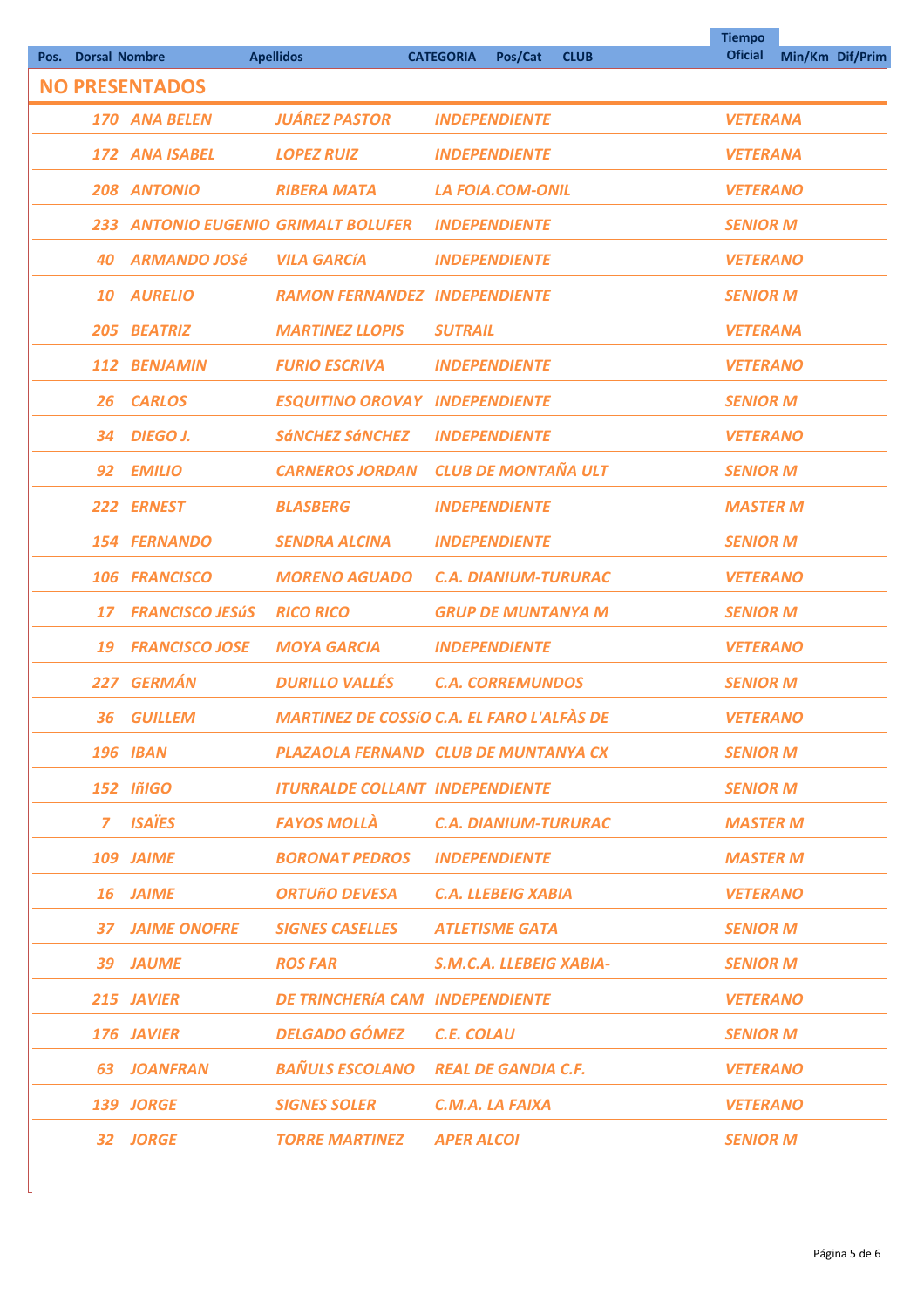| Pos. | Dorsal | Nombre | Apellidos | CATEGORIA | Pos/Cat | CLUB | Tiempo Oficial | Min/Km | Dif/Prim |
|---|---|---|---|---|---|---|---|---|---|
| **NO PRESENTADOS** | | | | | | | | | |
| | 170 | ANA BELEN | JUÁREZ PASTOR | INDEPENDIENTE | | | VETERANA | | |
| | 172 | ANA ISABEL | LOPEZ RUIZ | INDEPENDIENTE | | | VETERANA | | |
| | 208 | ANTONIO | RIBERA MATA | LA FOIA.COM-ONIL | | | VETERANO | | |
| | 233 | ANTONIO EUGENIO | GRIMALT BOLUFER | INDEPENDIENTE | | | SENIOR M | | |
| | 40 | ARMANDO JOSé | VILA GARCíA | INDEPENDIENTE | | | VETERANO | | |
| | 10 | AURELIO | RAMON FERNANDEZ | INDEPENDIENTE | | | SENIOR M | | |
| | 205 | BEATRIZ | MARTINEZ LLOPIS | SUTRAIL | | | VETERANA | | |
| | 112 | BENJAMIN | FURIO ESCRIVA | INDEPENDIENTE | | | VETERANO | | |
| | 26 | CARLOS | ESQUITINO OROVAY | INDEPENDIENTE | | | SENIOR M | | |
| | 34 | DIEGO J. | SáNCHEZ SáNCHEZ | INDEPENDIENTE | | | VETERANO | | |
| | 92 | EMILIO | CARNEROS JORDAN | CLUB DE MONTAÑA ULT | | | SENIOR M | | |
| | 222 | ERNEST | BLASBERG | INDEPENDIENTE | | | MASTER M | | |
| | 154 | FERNANDO | SENDRA ALCINA | INDEPENDIENTE | | | SENIOR M | | |
| | 106 | FRANCISCO | MORENO AGUADO | C.A. DIANIUM-TURURAC | | | VETERANO | | |
| | 17 | FRANCISCO JESúS | RICO RICO | GRUP DE MUNTANYA M | | | SENIOR M | | |
| | 19 | FRANCISCO JOSE | MOYA GARCIA | INDEPENDIENTE | | | VETERANO | | |
| | 227 | GERMÁN | DURILLO VALLÉS | C.A. CORREMUNDOS | | | SENIOR M | | |
| | 36 | GUILLEM | MARTINEZ DE COSSíO | C.A. EL FARO L'ALFÀS DE | | | VETERANO | | |
| | 196 | IBAN | PLAZAOLA FERNAND | CLUB DE MUNTANYA CX | | | SENIOR M | | |
| | 152 | IñIGO | ITURRALDE COLLANT | INDEPENDIENTE | | | SENIOR M | | |
| | 7 | ISAÏES | FAYOS MOLLÀ | C.A. DIANIUM-TURURAC | | | MASTER M | | |
| | 109 | JAIME | BORONAT PEDROS | INDEPENDIENTE | | | MASTER M | | |
| | 16 | JAIME | ORTUñO DEVESA | C.A. LLEBEIG XABIA | | | VETERANO | | |
| | 37 | JAIME ONOFRE | SIGNES CASELLES | ATLETISME GATA | | | SENIOR M | | |
| | 39 | JAUME | ROS FAR | S.M.C.A. LLEBEIG XABIA- | | | SENIOR M | | |
| | 215 | JAVIER | DE TRINCHERíA CAM | INDEPENDIENTE | | | VETERANO | | |
| | 176 | JAVIER | DELGADO GÓMEZ | C.E. COLAU | | | SENIOR M | | |
| | 63 | JOANFRAN | BAÑULS ESCOLANO | REAL DE GANDIA C.F. | | | VETERANO | | |
| | 139 | JORGE | SIGNES SOLER | C.M.A. LA FAIXA | | | VETERANO | | |
| | 32 | JORGE | TORRE MARTINEZ | APER ALCOI | | | SENIOR M | | |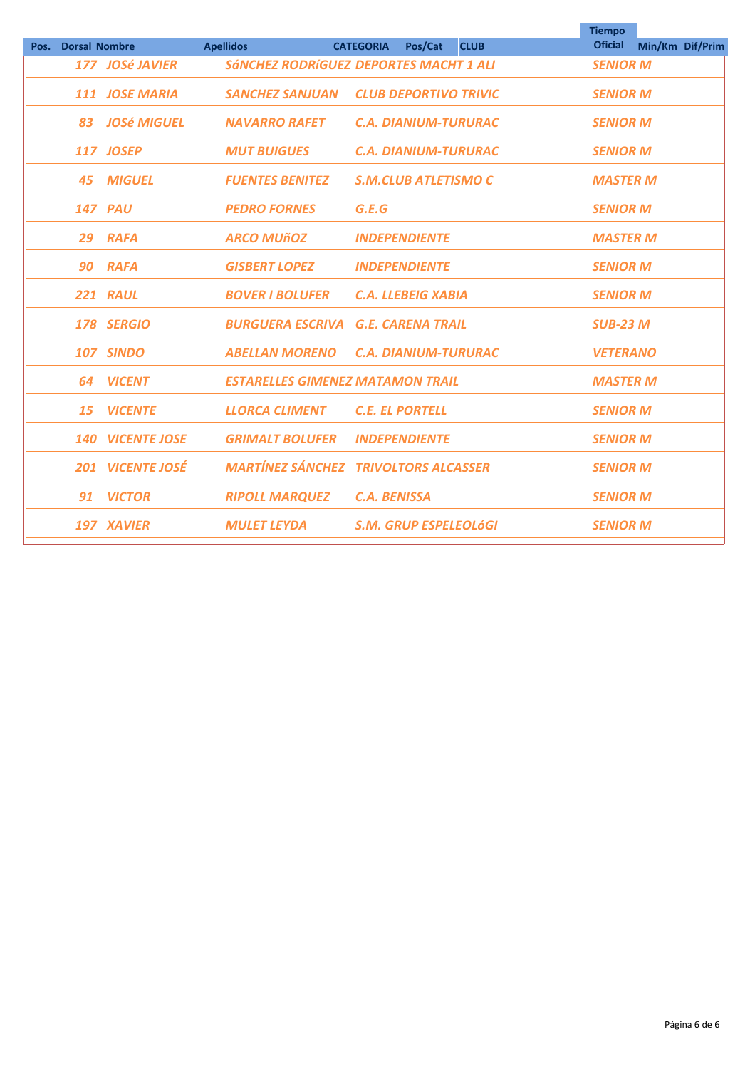| Pos. | Dorsal | Nombre | Apellidos | CATEGORIA | Pos/Cat | CLUB | Tiempo Oficial | Min/Km | Dif/Prim |
|---|---|---|---|---|---|---|---|---|---|
| | 177 | JOSé JAVIER | SáNCHEZ RODRíGUEZ | DEPORTES MACHT 1 ALI | | | SENIOR M | | |
| | 111 | JOSE MARIA | SANCHEZ SANJUAN | CLUB DEPORTIVO TRIVIC | | | SENIOR M | | |
| | 83 | JOSé MIGUEL | NAVARRO RAFET | C.A. DIANIUM-TURURAC | | | SENIOR M | | |
| | 117 | JOSEP | MUT BUIGUES | C.A. DIANIUM-TURURAC | | | SENIOR M | | |
| | 45 | MIGUEL | FUENTES BENITEZ | S.M.CLUB ATLETISMO C | | | MASTER M | | |
| | 147 | PAU | PEDRO FORNES | G.E.G | | | SENIOR M | | |
| | 29 | RAFA | ARCO MUñOZ | INDEPENDIENTE | | | MASTER M | | |
| | 90 | RAFA | GISBERT LOPEZ | INDEPENDIENTE | | | SENIOR M | | |
| | 221 | RAUL | BOVER I BOLUFER | C.A. LLEBEIG XABIA | | | SENIOR M | | |
| | 178 | SERGIO | BURGUERA ESCRIVA | G.E. CARENA TRAIL | | | SUB-23 M | | |
| | 107 | SINDO | ABELLAN MORENO | C.A. DIANIUM-TURURAC | | | VETERANO | | |
| | 64 | VICENT | ESTARELLES GIMENEZ | MATAMON TRAIL | | | MASTER M | | |
| | 15 | VICENTE | LLORCA CLIMENT | C.E. EL PORTELL | | | SENIOR M | | |
| | 140 | VICENTE JOSE | GRIMALT BOLUFER | INDEPENDIENTE | | | SENIOR M | | |
| | 201 | VICENTE JOSÉ | MARTÍNEZ SÁNCHEZ | TRIVOLTORS ALCASSER | | | SENIOR M | | |
| | 91 | VICTOR | RIPOLL MARQUEZ | C.A. BENISSA | | | SENIOR M | | |
| | 197 | XAVIER | MULET LEYDA | S.M. GRUP ESPELEOLóGI | | | SENIOR M | | |